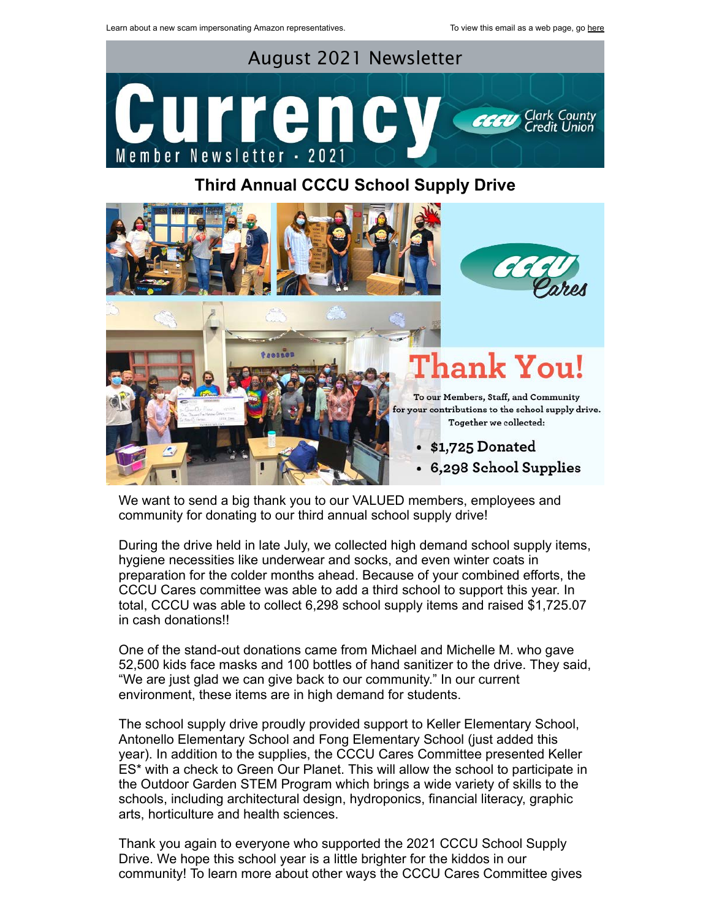Learn about a new scam impersonating Amazon representatives. To view this email as a web page, go here

August 2021 Newsletter

# Currency

Member Newsletter · 2021

Clark County Credit Union

## Third Annual CCCU School Supply Drive

CCCU Cares

**Thank You!**

To our Members, Staff, and Community for your contributions to the school supply drive. Together we collected:

- **$1,725 Donated**
- **6,298 School Supplies**

We want to send a big thank you to our VALUED members, employees and community for donating to our third annual school supply drive!

During the drive held in late July, we collected high demand school supply items, hygiene necessities like underwear and socks, and even winter coats in preparation for the colder months ahead. Because of your combined efforts, the CCCU Cares committee was able to add a third school to support this year. In total, CCCU was able to collect 6,298 school supply items and raised $1,725.07 in cash donations!!

One of the stand-out donations came from Michael and Michelle M. who gave 52,500 kids face masks and 100 bottles of hand sanitizer to the drive. They said, "We are just glad we can give back to our community." In our current environment, these items are in high demand for students.

The school supply drive proudly provided support to Keller Elementary School, Antonello Elementary School and Fong Elementary School (just added this year). In addition to the supplies, the CCCU Cares Committee presented Keller ES* with a check to Green Our Planet. This will allow the school to participate in the Outdoor Garden STEM Program which brings a wide variety of skills to the schools, including architectural design, hydroponics, financial literacy, graphic arts, horticulture and health sciences.

Thank you again to everyone who supported the 2021 CCCU School Supply Drive. We hope this school year is a little brighter for the kiddos in our community! To learn more about other ways the CCCU Cares Committee gives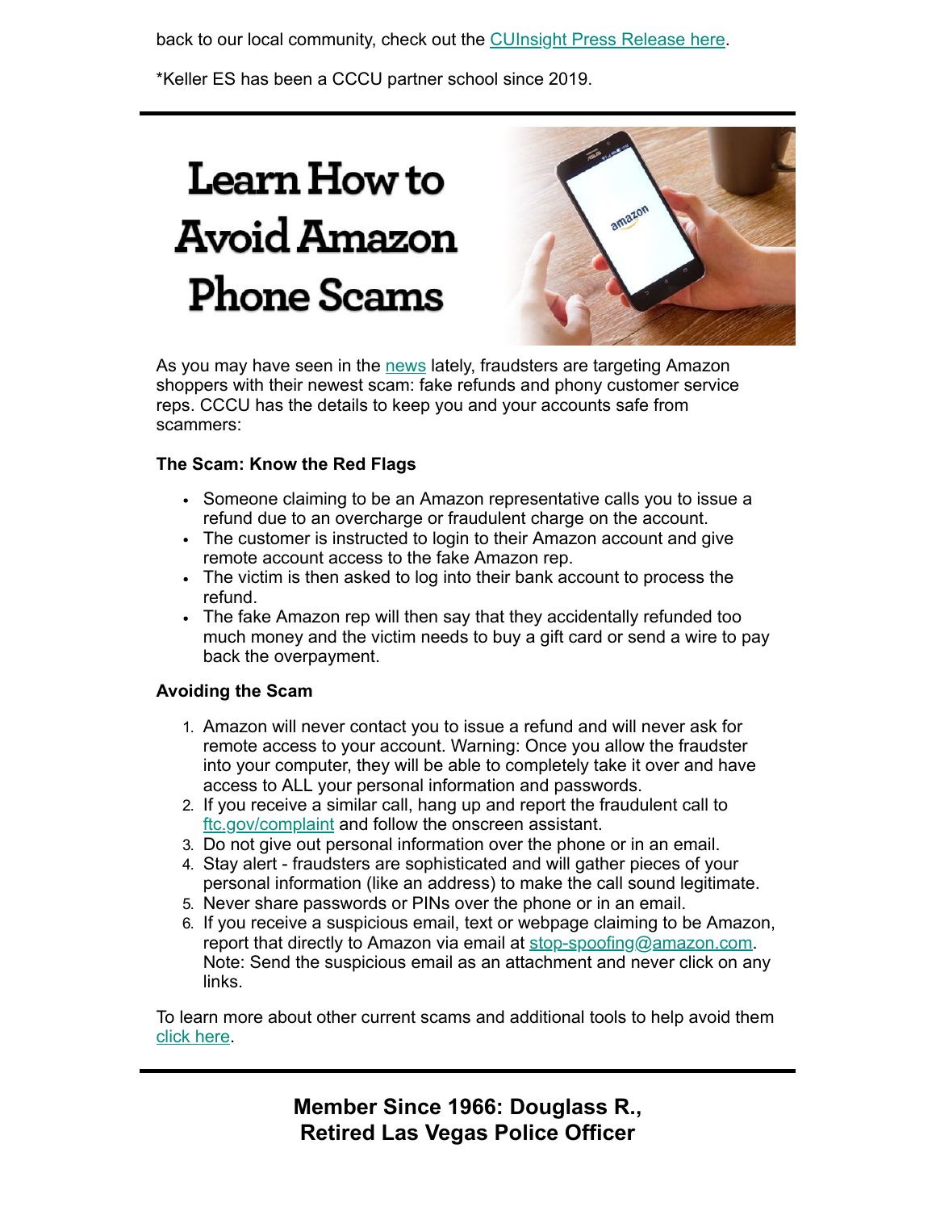back to our local community, check out the [CUInsight Press Release here](#).

*Keller ES has been a CCCU partner school since 2019.

---

# Learn How to Avoid Amazon Phone Scams

As you may have seen in the [news](#) lately, fraudsters are targeting Amazon shoppers with their newest scam: fake refunds and phony customer service reps. CCCU has the details to keep you and your accounts safe from scammers:

**The Scam: Know the Red Flags**

- Someone claiming to be an Amazon representative calls you to issue a refund due to an overcharge or fraudulent charge on the account.
- The customer is instructed to login to their Amazon account and give remote account access to the fake Amazon rep.
- The victim is then asked to log into their bank account to process the refund.
- The fake Amazon rep will then say that they accidentally refunded too much money and the victim needs to buy a gift card or send a wire to pay back the overpayment.

**Avoiding the Scam**

1. Amazon will never contact you to issue a refund and will never ask for remote access to your account. Warning: Once you allow the fraudster into your computer, they will be able to completely take it over and have access to ALL your personal information and passwords.
2. If you receive a similar call, hang up and report the fraudulent call to [ftc.gov/complaint](#) and follow the onscreen assistant.
3. Do not give out personal information over the phone or in an email.
4. Stay alert - fraudsters are sophisticated and will gather pieces of your personal information (like an address) to make the call sound legitimate.
5. Never share passwords or PINs over the phone or in an email.
6. If you receive a suspicious email, text or webpage claiming to be Amazon, report that directly to Amazon via email at [stop-spoofing@amazon.com](#). Note: Send the suspicious email as an attachment and never click on any links.

To learn more about other current scams and additional tools to help avoid them [click here](#).

---

## Member Since 1966: Douglass R., Retired Las Vegas Police Officer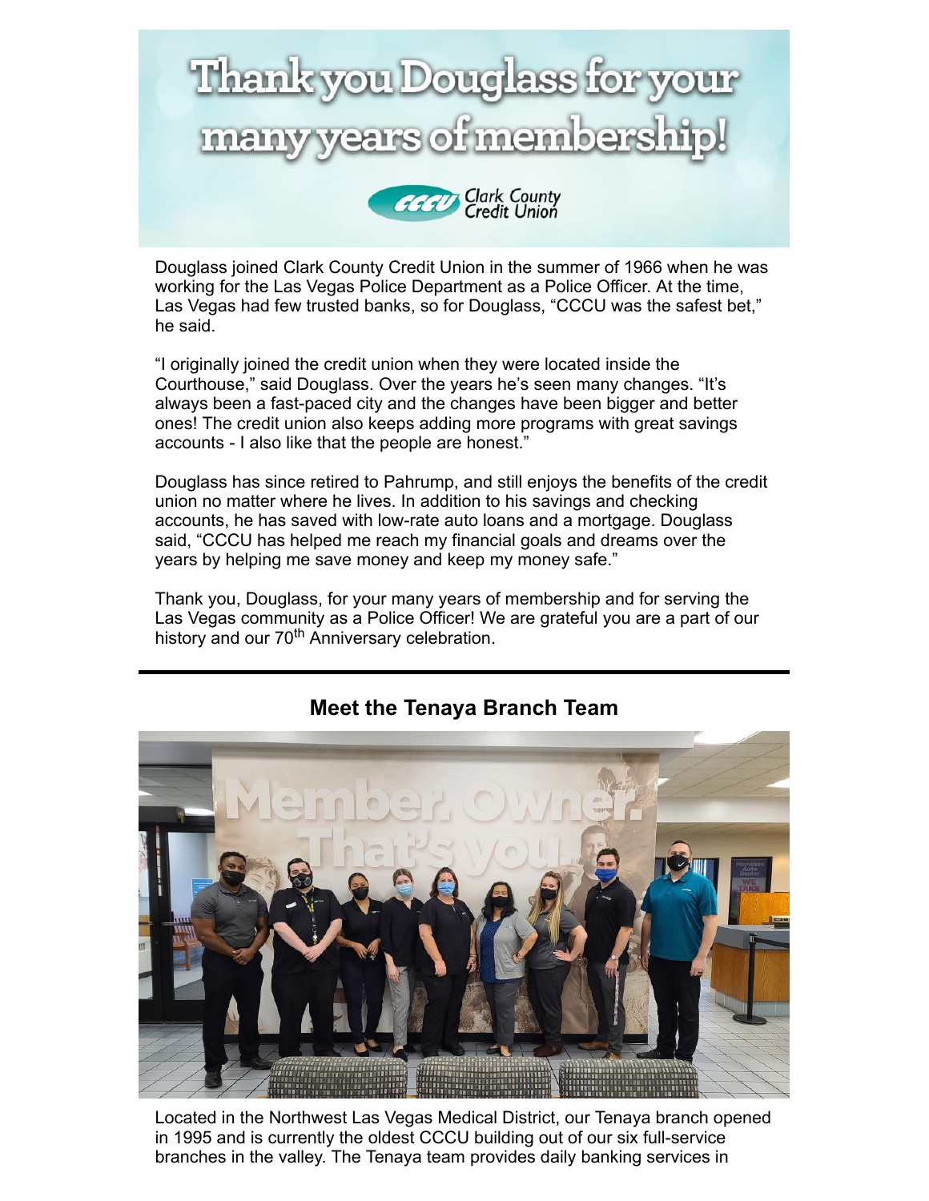# Thank you Douglass for your many years of membership!

Clark County Credit Union

Douglass joined Clark County Credit Union in the summer of 1966 when he was working for the Las Vegas Police Department as a Police Officer. At the time, Las Vegas had few trusted banks, so for Douglass, "CCCU was the safest bet," he said.

"I originally joined the credit union when they were located inside the Courthouse," said Douglass. Over the years he's seen many changes. "It's always been a fast-paced city and the changes have been bigger and better ones! The credit union also keeps adding more programs with great savings accounts - I also like that the people are honest."

Douglass has since retired to Pahrump, and still enjoys the benefits of the credit union no matter where he lives. In addition to his savings and checking accounts, he has saved with low-rate auto loans and a mortgage. Douglass said, "CCCU has helped me reach my financial goals and dreams over the years by helping me save money and keep my money safe."

Thank you, Douglass, for your many years of membership and for serving the Las Vegas community as a Police Officer! We are grateful you are a part of our history and our 70th Anniversary celebration.

---

## Meet the Tenaya Branch Team

Located in the Northwest Las Vegas Medical District, our Tenaya branch opened in 1995 and is currently the oldest CCCU building out of our six full-service branches in the valley. The Tenaya team provides daily banking services in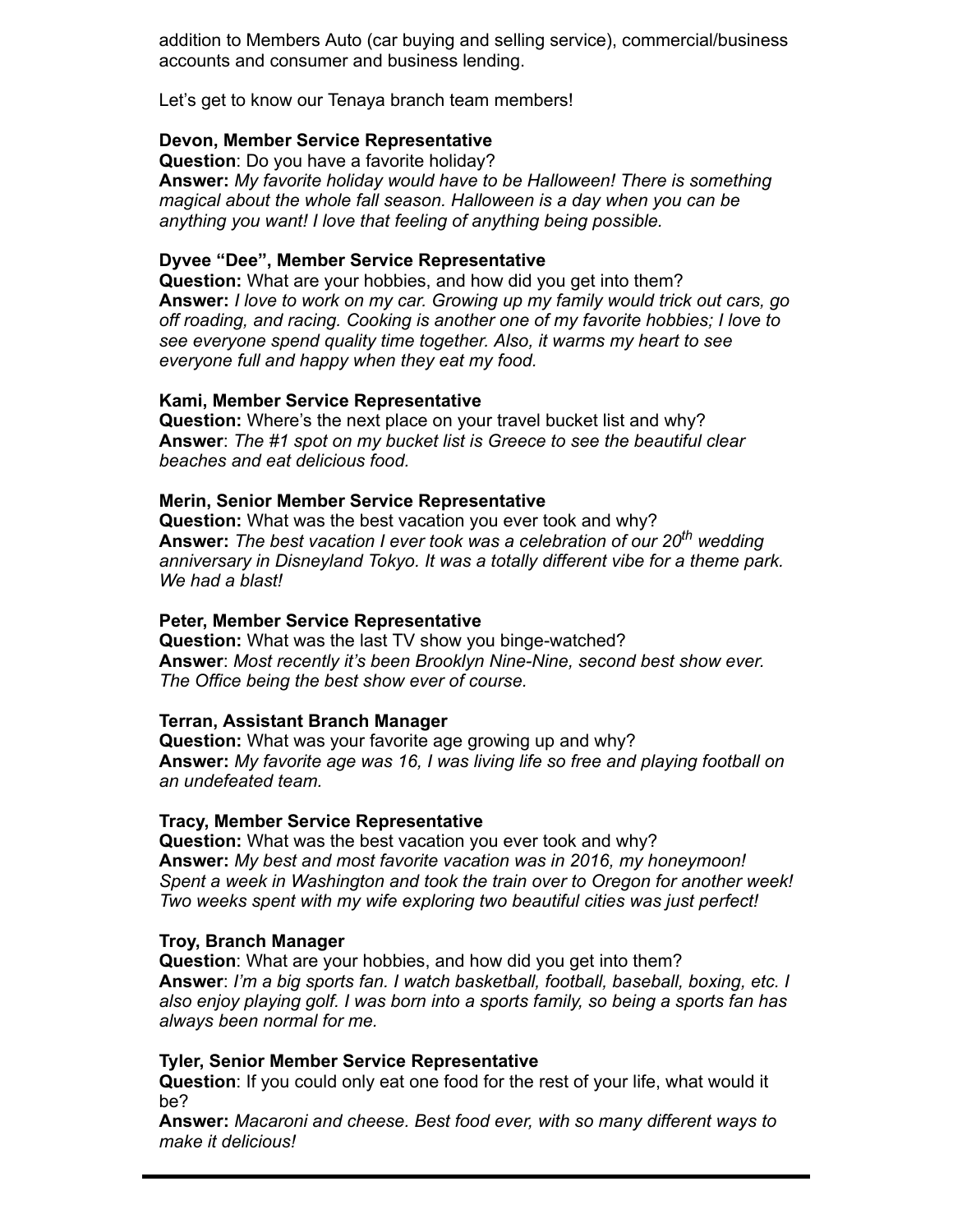addition to Members Auto (car buying and selling service), commercial/business accounts and consumer and business lending.

Let's get to know our Tenaya branch team members!

**Devon, Member Service Representative**
**Question**: Do you have a favorite holiday?
**Answer:** *My favorite holiday would have to be Halloween! There is something magical about the whole fall season. Halloween is a day when you can be anything you want! I love that feeling of anything being possible.*

**Dyvee "Dee", Member Service Representative**
**Question:** What are your hobbies, and how did you get into them?
**Answer:** *I love to work on my car. Growing up my family would trick out cars, go off roading, and racing. Cooking is another one of my favorite hobbies; I love to see everyone spend quality time together. Also, it warms my heart to see everyone full and happy when they eat my food.*

**Kami, Member Service Representative**
**Question:** Where's the next place on your travel bucket list and why?
**Answer**: *The #1 spot on my bucket list is Greece to see the beautiful clear beaches and eat delicious food.*

**Merin, Senior Member Service Representative**
**Question:** What was the best vacation you ever took and why?
**Answer:** *The best vacation I ever took was a celebration of our 20th wedding anniversary in Disneyland Tokyo. It was a totally different vibe for a theme park. We had a blast!*

**Peter, Member Service Representative**
**Question:** What was the last TV show you binge-watched?
**Answer**: *Most recently it's been Brooklyn Nine-Nine, second best show ever. The Office being the best show ever of course.*

**Terran, Assistant Branch Manager**
**Question:** What was your favorite age growing up and why?
**Answer:** *My favorite age was 16, I was living life so free and playing football on an undefeated team.*

**Tracy, Member Service Representative**
**Question:** What was the best vacation you ever took and why?
**Answer:** *My best and most favorite vacation was in 2016, my honeymoon! Spent a week in Washington and took the train over to Oregon for another week! Two weeks spent with my wife exploring two beautiful cities was just perfect!*

**Troy, Branch Manager**
**Question**: What are your hobbies, and how did you get into them?
**Answer**: *I'm a big sports fan. I watch basketball, football, baseball, boxing, etc. I also enjoy playing golf. I was born into a sports family, so being a sports fan has always been normal for me.*

**Tyler, Senior Member Service Representative**
**Question**: If you could only eat one food for the rest of your life, what would it be?
**Answer:** *Macaroni and cheese. Best food ever, with so many different ways to make it delicious!*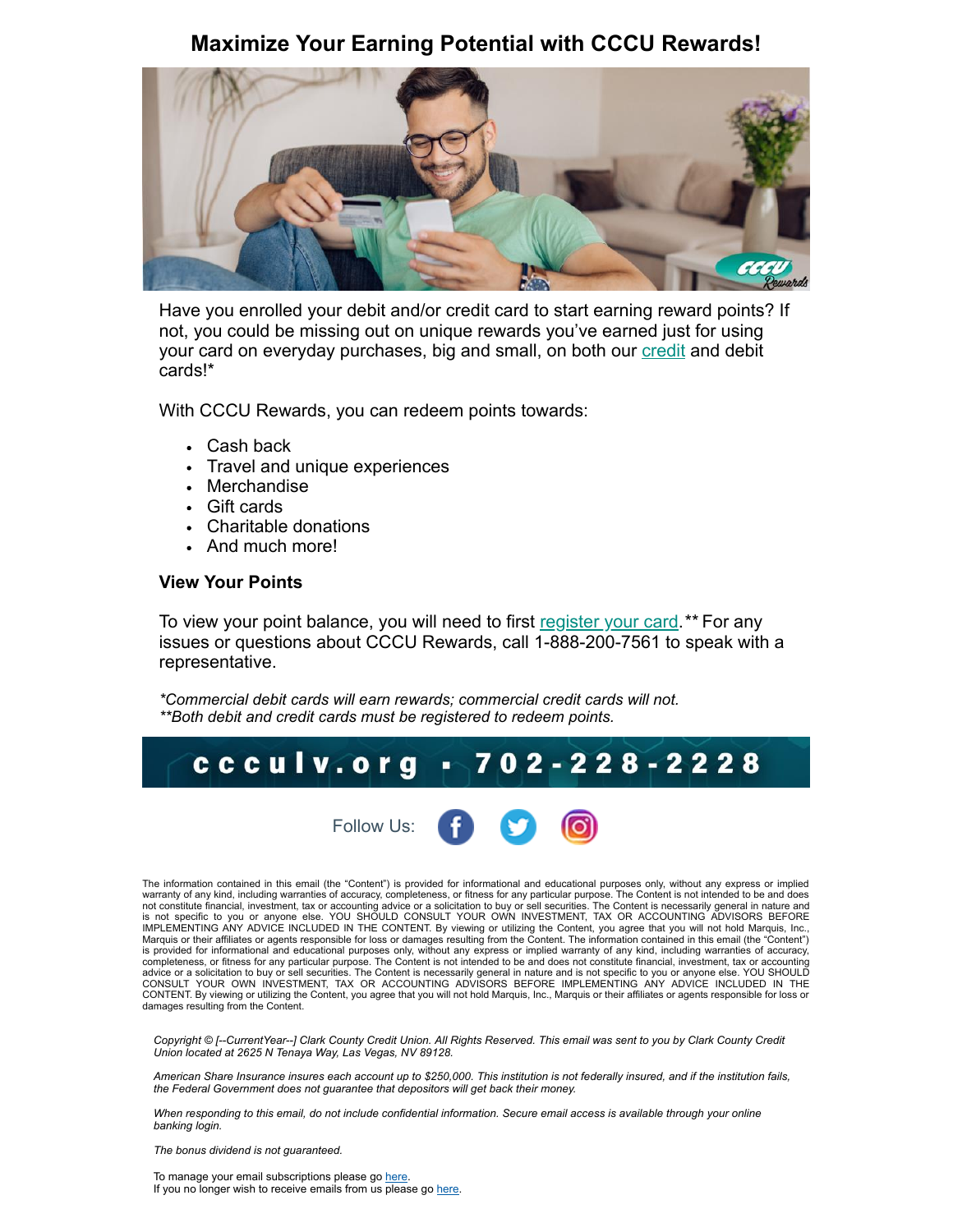# Maximize Your Earning Potential with CCCU Rewards!

Have you enrolled your debit and/or credit card to start earning reward points? If not, you could be missing out on unique rewards you've earned just for using your card on everyday purchases, big and small, on both our credit and debit cards!*

With CCCU Rewards, you can redeem points towards:

- Cash back
- Travel and unique experiences
- Merchandise
- Gift cards
- Charitable donations
- And much more!

### View Your Points

To view your point balance, you will need to first register your card.** For any issues or questions about CCCU Rewards, call 1-888-200-7561 to speak with a representative.

*\*Commercial debit cards will earn rewards; commercial credit cards will not.*
*\*\*Both debit and credit cards must be registered to redeem points.*

cccu lv.org • 702-228-2228

Follow Us:

The information contained in this email (the "Content") is provided for informational and educational purposes only, without any express or implied warranty of any kind, including warranties of accuracy, completeness, or fitness for any particular purpose. The Content is not intended to be and does not constitute financial, investment, tax or accounting advice or a solicitation to buy or sell securities. The Content is necessarily general in nature and is not specific to you or anyone else. YOU SHOULD CONSULT YOUR OWN INVESTMENT, TAX OR ACCOUNTING ADVISORS BEFORE IMPLEMENTING ANY ADVICE INCLUDED IN THE CONTENT. By viewing or utilizing the Content, you agree that you will not hold Marquis, Inc., Marquis or their affiliates or agents responsible for loss or damages resulting from the Content. The information contained in this email (the "Content") is provided for informational and educational purposes only, without any express or implied warranty of any kind, including warranties of accuracy, completeness, or fitness for any particular purpose. The Content is not intended to be and does not constitute financial, investment, tax or accounting advice or a solicitation to buy or sell securities. The Content is necessarily general in nature and is not specific to you or anyone else. YOU SHOULD CONSULT YOUR OWN INVESTMENT, TAX OR ACCOUNTING ADVISORS BEFORE IMPLEMENTING ANY ADVICE INCLUDED IN THE CONTENT. By viewing or utilizing the Content, you agree that you will not hold Marquis, Inc., Marquis or their affiliates or agents responsible for loss or damages resulting from the Content.

*Copyright © [--CurrentYear--] Clark County Credit Union. All Rights Reserved. This email was sent to you by Clark County Credit Union located at 2625 N Tenaya Way, Las Vegas, NV 89128.*

*American Share Insurance insures each account up to $250,000. This institution is not federally insured, and if the institution fails, the Federal Government does not guarantee that depositors will get back their money.*

*When responding to this email, do not include confidential information. Secure email access is available through your online banking login.*

*The bonus dividend is not guaranteed.*

To manage your email subscriptions please go here.
If you no longer wish to receive emails from us please go here.